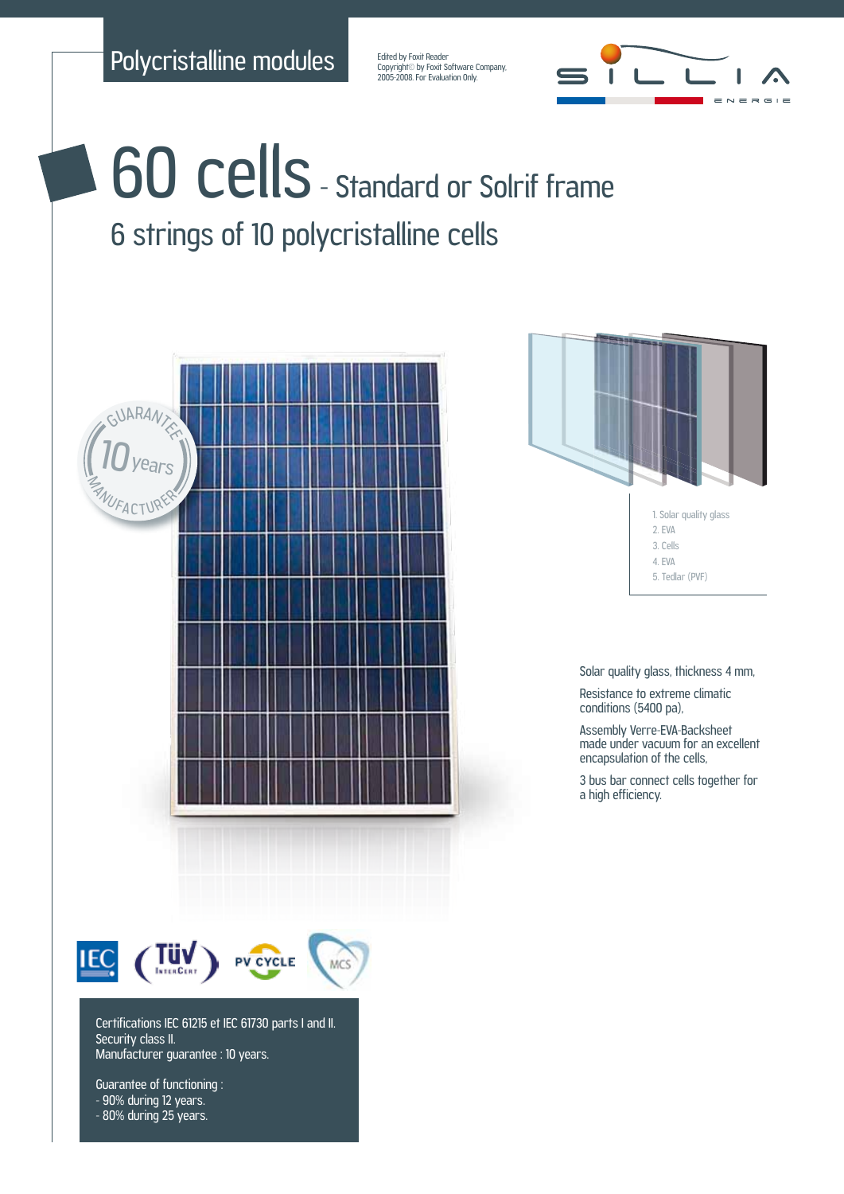Polycristalline modules

Edited by Foxit Reader
Copyright© by Foxit Software Company, 2005-2008. For Evaluation Only.

# 60 cells - Standard or Solrif frame

## 6 strings of 10 polycristalline cells

GUARANTEE 10 years MANUFACTURER

1. Solar quality glass
2. EVA
3. Cells
4. EVA
5. Tedlar (PVF)

Solar quality glass, thickness 4 mm,

Resistance to extreme climatic conditions (5400 pa),

Assembly Verre-EVA-Backsheet made under vacuum for an excellent encapsulation of the cells,

3 bus bar connect cells together for a high efficiency.

Certifications IEC 61215 et IEC 61730 parts I and II.
Security class II.
Manufacturer guarantee : 10 years.

Guarantee of functioning :
- 90% during 12 years.
- 80% during 25 years.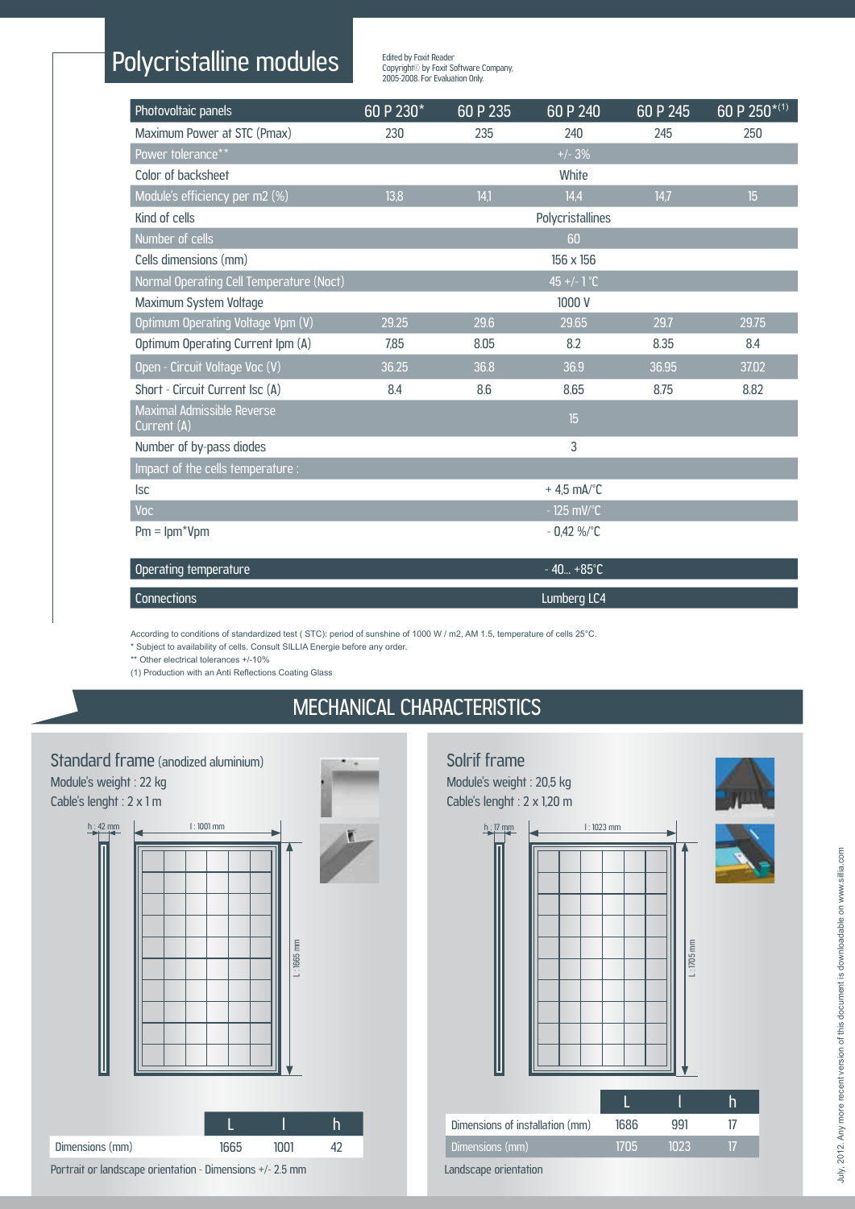# Polycristalline modules

Edited by Foxit Reader
Copyright© by Foxit Software Company, 2005-2008. For Evaluation Only.

| Photovoltaic panels | 60 P 230* | 60 P 235 | 60 P 240 | 60 P 245 | 60 P 250*(1) |
|---|---|---|---|---|---|
| Maximum Power at STC (Pmax) | 230 | 235 | 240 | 245 | 250 |
| Power tolerance** | | | +/- 3% | | |
| Color of backsheet | | | White | | |
| Module's efficiency per m2 (%) | 13.8 | 14.1 | 14.4 | 14.7 | 15 |
| Kind of cells | | | Polycristallines | | |
| Number of cells | | | 60 | | |
| Cells dimensions (mm) | | | 156 x 156 | | |
| Normal Operating Cell Temperature (Noct) | | | 45 +/- 1 °C | | |
| Maximum System Voltage | | | 1000 V | | |
| Optimum Operating Voltage Vpm (V) | 29.25 | 29.6 | 29.65 | 29.7 | 29.75 |
| Optimum Operating Current Ipm (A) | 7.85 | 8.05 | 8.2 | 8.35 | 8.4 |
| Open - Circuit Voltage Voc (V) | 36.25 | 36.8 | 36.9 | 36.95 | 37.02 |
| Short - Circuit Current Isc (A) | 8.4 | 8.6 | 8.65 | 8.75 | 8.82 |
| Maximal Admissible Reverse Current (A) | | | 15 | | |
| Number of by-pass diodes | | | 3 | | |
| Impact of the cells temperature : | | | | | |
| Isc | | | + 4,5 mA/°C | | |
| Voc | | | - 125 mV/°C | | |
| Pm = Ipm*Vpm | | | - 0,42 %/°C | | |
| Operating temperature | | | - 40... +85°C | | |
| Connections | | | Lumberg LC4 | | |

According to conditions of standardized test ( STC): period of sunshine of 1000 W / m2, AM 1.5, temperature of cells 25°C.
* Subject to availability of cells. Consult SILLIA Energie before any order.
** Other electrical tolerances +/-10%
(1) Production with an Anti Reflections Coating Glass

## MECHANICAL CHARACTERISTICS

### Standard frame (anodized aluminium)

Module's weight : 22 kg
Cable's lenght : 2 x 1 m

h : 42 mm
l : 1001 mm
L : 1665 mm

| | L | l | h |
|---|---|---|---|
| Dimensions (mm) | 1665 | 1001 | 42 |

Portrait or landscape orientation - Dimensions +/- 2.5 mm

### Solrif frame

Module's weight : 20,5 kg
Cable's lenght : 2 x 1,20 m

h : 17 mm
l : 1023 mm
L : 1705 mm

| | L | l | h |
|---|---|---|---|
| Dimensions of installation (mm) | 1686 | 991 | 17 |
| Dimensions (mm) | 1705 | 1023 | 17 |

Landscape orientation

July, 2012. Any more recent version of this document is downloadable on www.sillia.com